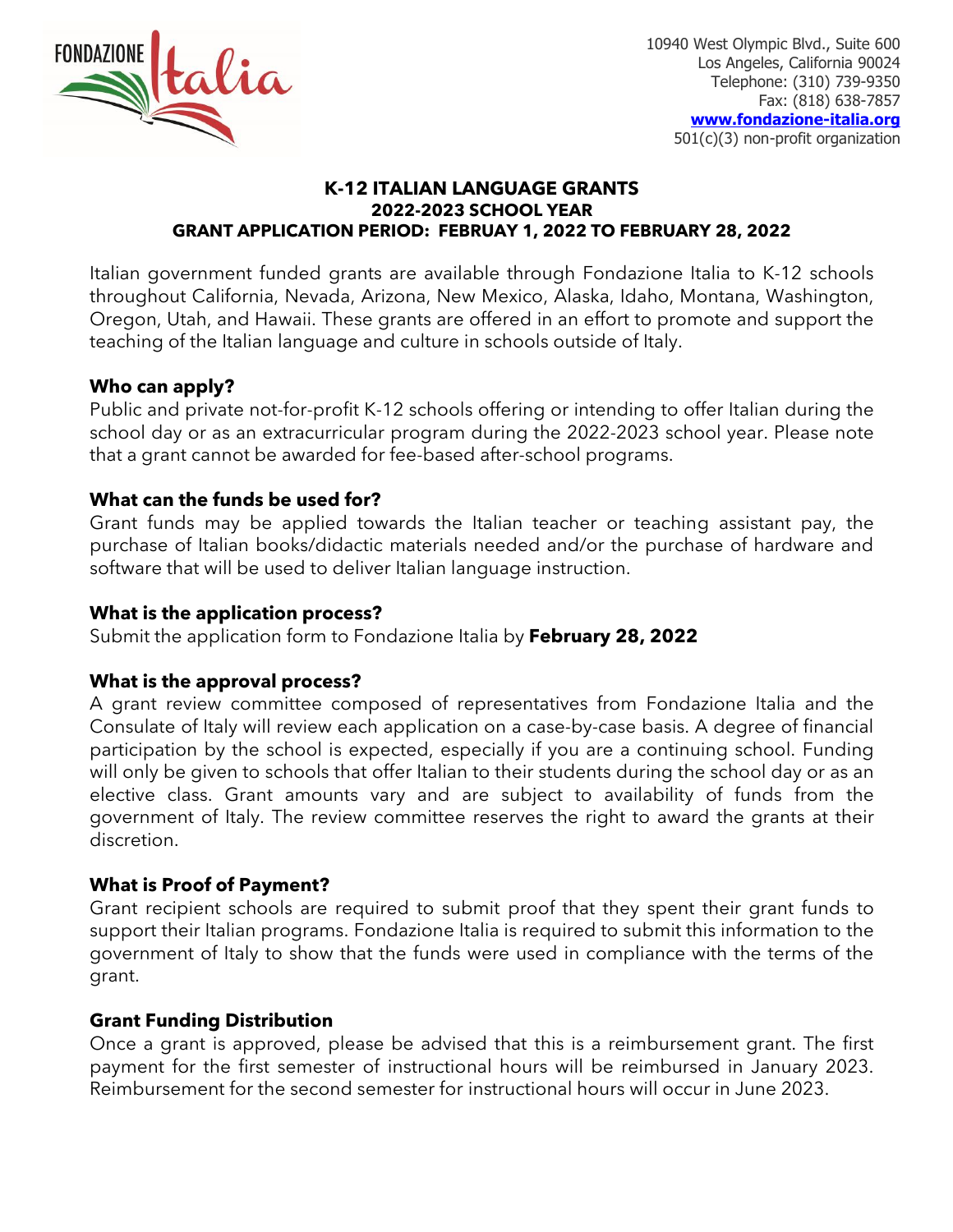FONDAZIONE Italia

10940 West Olympic Blvd., Suite 600
Los Angeles, California 90024
Telephone: (310) 739-9350
Fax: (818) 638-7857
**www.fondazione-italia.org**
501(c)(3) non-profit organization

# K-12 ITALIAN LANGUAGE GRANTS
## 2022-2023 SCHOOL YEAR
## GRANT APPLICATION PERIOD: FEBRUAY 1, 2022 TO FEBRUARY 28, 2022

Italian government funded grants are available through Fondazione Italia to K-12 schools throughout California, Nevada, Arizona, New Mexico, Alaska, Idaho, Montana, Washington, Oregon, Utah, and Hawaii. These grants are offered in an effort to promote and support the teaching of the Italian language and culture in schools outside of Italy.

### Who can apply?

Public and private not-for-profit K-12 schools offering or intending to offer Italian during the school day or as an extracurricular program during the 2022-2023 school year. Please note that a grant cannot be awarded for fee-based after-school programs.

### What can the funds be used for?

Grant funds may be applied towards the Italian teacher or teaching assistant pay, the purchase of Italian books/didactic materials needed and/or the purchase of hardware and software that will be used to deliver Italian language instruction.

### What is the application process?

Submit the application form to Fondazione Italia by **February 28, 2022**

### What is the approval process?

A grant review committee composed of representatives from Fondazione Italia and the Consulate of Italy will review each application on a case-by-case basis. A degree of financial participation by the school is expected, especially if you are a continuing school. Funding will only be given to schools that offer Italian to their students during the school day or as an elective class. Grant amounts vary and are subject to availability of funds from the government of Italy. The review committee reserves the right to award the grants at their discretion.

### What is Proof of Payment?

Grant recipient schools are required to submit proof that they spent their grant funds to support their Italian programs. Fondazione Italia is required to submit this information to the government of Italy to show that the funds were used in compliance with the terms of the grant.

### Grant Funding Distribution

Once a grant is approved, please be advised that this is a reimbursement grant. The first payment for the first semester of instructional hours will be reimbursed in January 2023. Reimbursement for the second semester for instructional hours will occur in June 2023.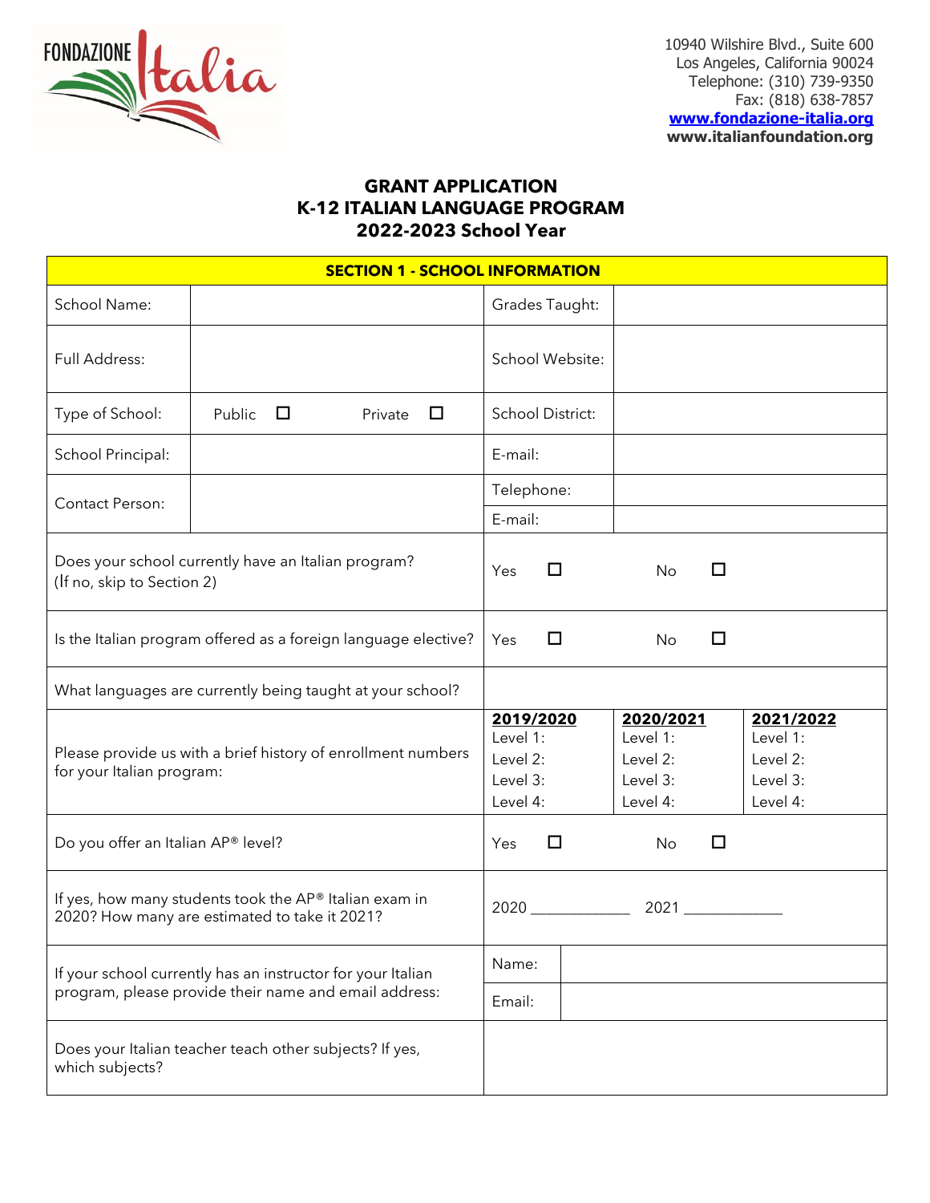FONDAZIONE Italia

10940 Wilshire Blvd., Suite 600
Los Angeles, California 90024
Telephone: (310) 739-9350
Fax: (818) 638-7857
**www.fondazione-italia.org**
**www.italianfoundation.org**

## GRANT APPLICATION
## K-12 ITALIAN LANGUAGE PROGRAM
## 2022-2023 School Year

| **SECTION 1 - SCHOOL INFORMATION** | | | | |
|---|---|---|---|---|
| School Name: | | Grades Taught: | | |
| Full Address: | | School Website: | | |
| Type of School: | Public ☐ Private ☐ | School District: | | |
| School Principal: | | E-mail: | | |
| Contact Person: | | Telephone: | | |
| | | E-mail: | | |
| Does your school currently have an Italian program? (If no, skip to Section 2) | | Yes ☐ | No ☐ | |
| Is the Italian program offered as a foreign language elective? | | Yes ☐ | No ☐ | |
| What languages are currently being taught at your school? | | | | |
| Please provide us with a brief history of enrollment numbers for your Italian program: | | **2019/2020** Level 1: Level 2: Level 3: Level 4: | **2020/2021** Level 1: Level 2: Level 3: Level 4: | **2021/2022** Level 1: Level 2: Level 3: Level 4: |
| Do you offer an Italian AP® level? | | Yes ☐ | No ☐ | |
| If yes, how many students took the AP® Italian exam in 2020? How many are estimated to take it 2021? | | 2020 ____________ | 2021 ____________ | |
| If your school currently has an instructor for your Italian program, please provide their name and email address: | | Name: | | |
| | | Email: | | |
| Does your Italian teacher teach other subjects? If yes, which subjects? | | | | |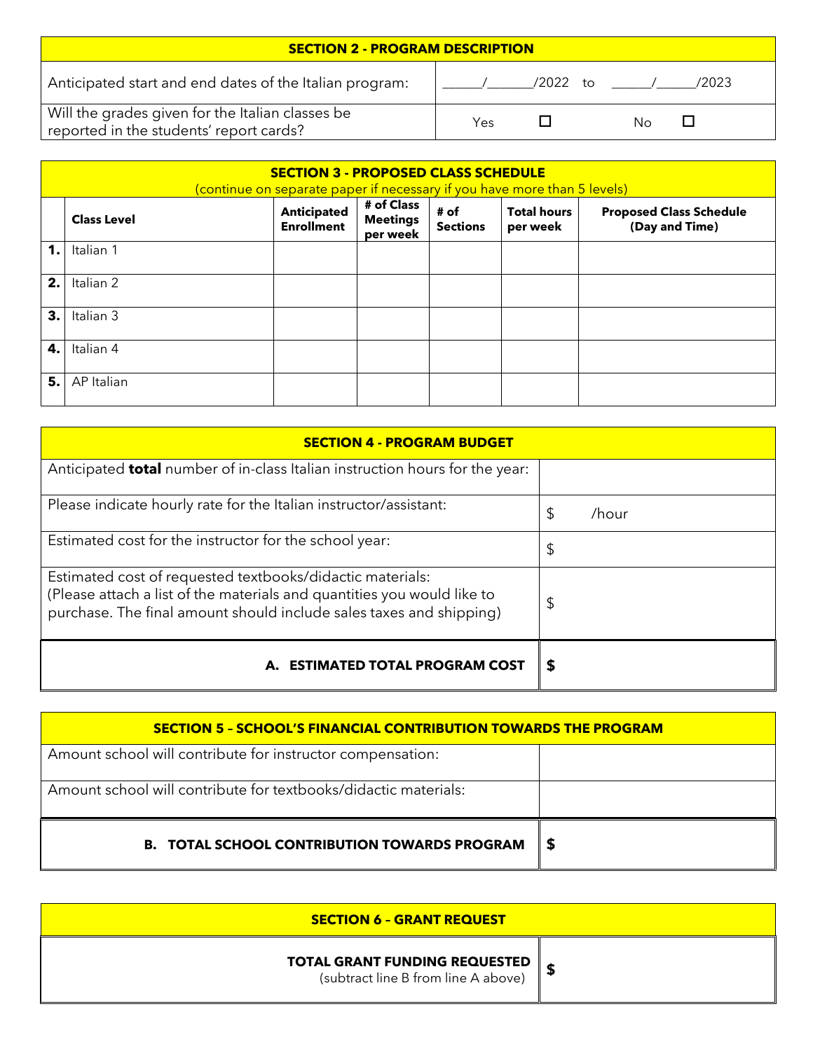| SECTION 2 - PROGRAM DESCRIPTION | |
|---|---|
| Anticipated start and end dates of the Italian program: | \_\_\_\_\_\_/\_\_\_\_\_\_/2022 to \_\_\_\_\_\_/\_\_\_\_\_\_/2023 |
| Will the grades given for the Italian classes be reported in the students' report cards? | Yes ☐ No ☐ |

**SECTION 3 - PROPOSED CLASS SCHEDULE**
(continue on separate paper if necessary if you have more than 5 levels)

| | Class Level | Anticipated Enrollment | # of Class Meetings per week | # of Sections | Total hours per week | Proposed Class Schedule (Day and Time) |
|---|---|---|---|---|---|---|
| **1.** | Italian 1 | | | | | |
| **2.** | Italian 2 | | | | | |
| **3.** | Italian 3 | | | | | |
| **4.** | Italian 4 | | | | | |
| **5.** | AP Italian | | | | | |

| SECTION 4 - PROGRAM BUDGET | |
|---|---|
| Anticipated **total** number of in-class Italian instruction hours for the year: | |
| Please indicate hourly rate for the Italian instructor/assistant: | $ /hour |
| Estimated cost for the instructor for the school year: | $ |
| Estimated cost of requested textbooks/didactic materials: (Please attach a list of the materials and quantities you would like to purchase. The final amount should include sales taxes and shipping) | $ |
| **A. ESTIMATED TOTAL PROGRAM COST** | **$** |

| SECTION 5 – SCHOOL'S FINANCIAL CONTRIBUTION TOWARDS THE PROGRAM | |
|---|---|
| Amount school will contribute for instructor compensation: | |
| Amount school will contribute for textbooks/didactic materials: | |
| **B. TOTAL SCHOOL CONTRIBUTION TOWARDS PROGRAM** | **$** |

| SECTION 6 – GRANT REQUEST | |
|---|---|
| **TOTAL GRANT FUNDING REQUESTED** (subtract line B from line A above) | **$** |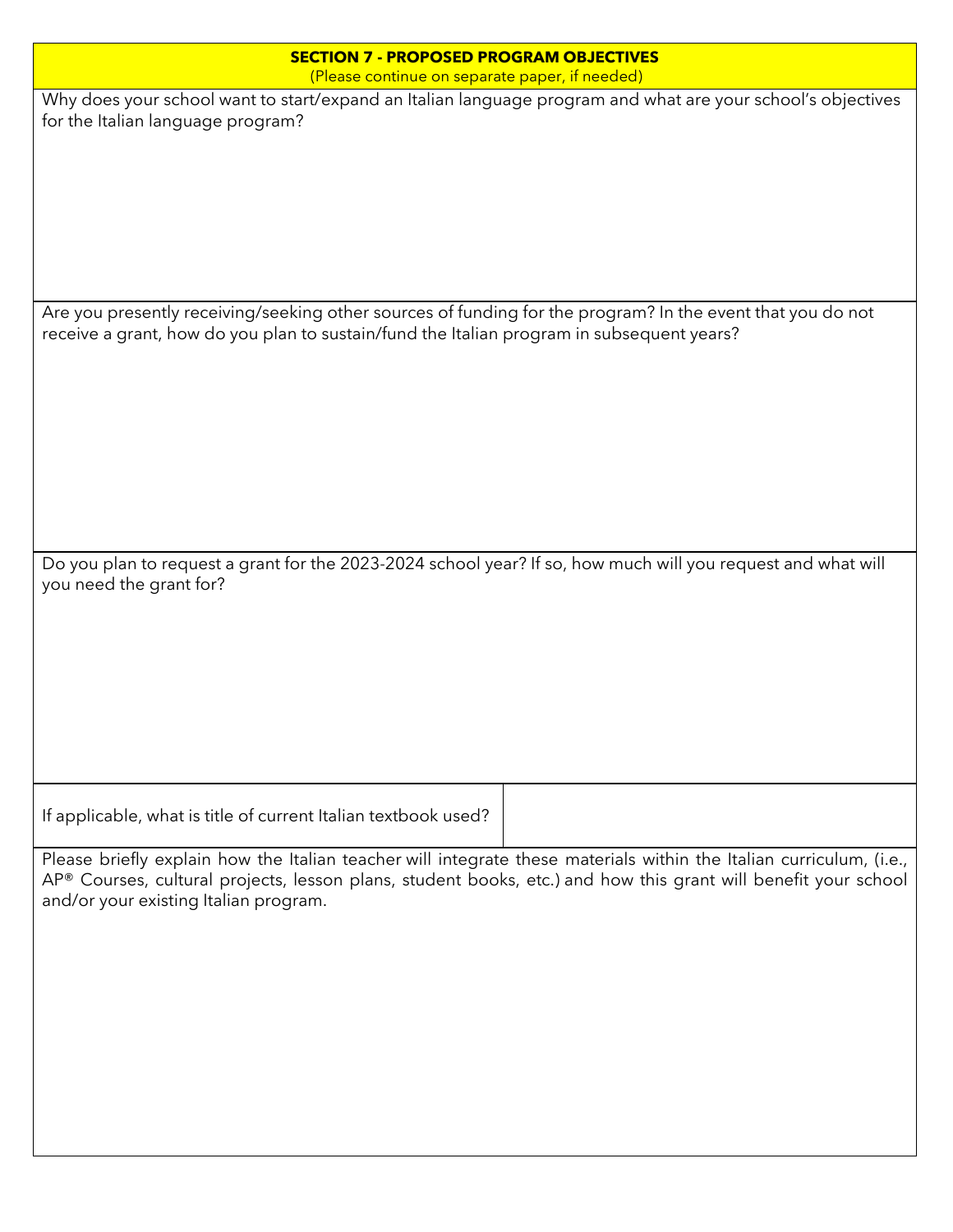**SECTION 7 - PROPOSED PROGRAM OBJECTIVES**

(Please continue on separate paper, if needed)

Why does your school want to start/expand an Italian language program and what are your school's objectives for the Italian language program?

Are you presently receiving/seeking other sources of funding for the program? In the event that you do not receive a grant, how do you plan to sustain/fund the Italian program in subsequent years?

Do you plan to request a grant for the 2023-2024 school year? If so, how much will you request and what will you need the grant for?

| If applicable, what is title of current Italian textbook used? | |
|---|---|

Please briefly explain how the Italian teacher will integrate these materials within the Italian curriculum, (i.e., AP® Courses, cultural projects, lesson plans, student books, etc.) and how this grant will benefit your school and/or your existing Italian program.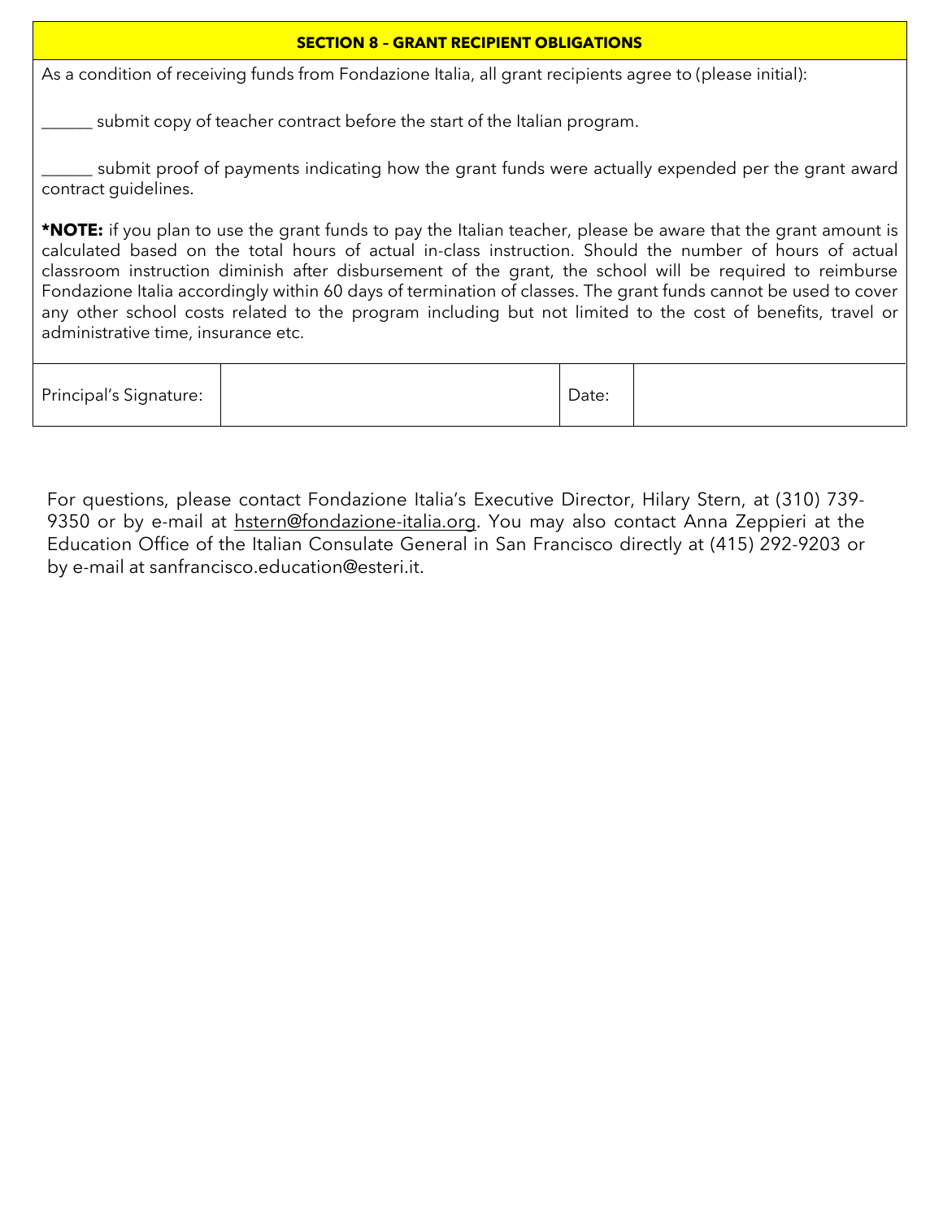## SECTION 8 – GRANT RECIPIENT OBLIGATIONS

As a condition of receiving funds from Fondazione Italia, all grant recipients agree to (please initial):

______ submit copy of teacher contract before the start of the Italian program.

______ submit proof of payments indicating how the grant funds were actually expended per the grant award contract guidelines.

***NOTE:** if you plan to use the grant funds to pay the Italian teacher, please be aware that the grant amount is calculated based on the total hours of actual in-class instruction. Should the number of hours of actual classroom instruction diminish after disbursement of the grant, the school will be required to reimburse Fondazione Italia accordingly within 60 days of termination of classes. The grant funds cannot be used to cover any other school costs related to the program including but not limited to the cost of benefits, travel or administrative time, insurance etc.

| | | | |
|---|---|---|---|
| Principal's Signature: | | Date: | |

For questions, please contact Fondazione Italia's Executive Director, Hilary Stern, at (310) 739-9350 or by e-mail at hstern@fondazione-italia.org. You may also contact Anna Zeppieri at the Education Office of the Italian Consulate General in San Francisco directly at (415) 292-9203 or by e-mail at sanfrancisco.education@esteri.it.